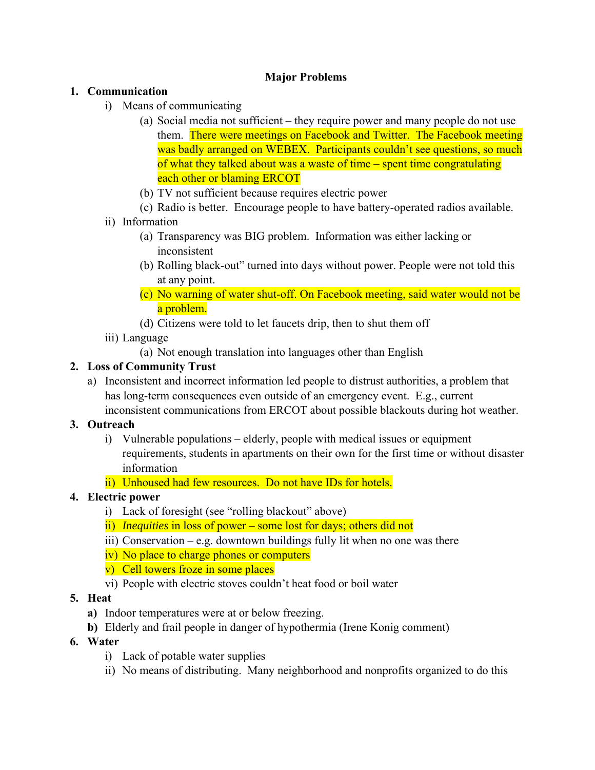# Major Problems

1. **Communication**
   - i) Means of communicating
     - (a) Social media not sufficient – they require power and many people do not use them. There were meetings on Facebook and Twitter. The Facebook meeting was badly arranged on WEBEX. Participants couldn't see questions, so much of what they talked about was a waste of time – spent time congratulating each other or blaming ERCOT
     - (b) TV not sufficient because requires electric power
     - (c) Radio is better. Encourage people to have battery-operated radios available.
   - ii) Information
     - (a) Transparency was BIG problem. Information was either lacking or inconsistent
     - (b) Rolling black-out" turned into days without power. People were not told this at any point.
     - (c) No warning of water shut-off. On Facebook meeting, said water would not be a problem.
     - (d) Citizens were told to let faucets drip, then to shut them off
   - iii) Language
     - (a) Not enough translation into languages other than English
2. **Loss of Community Trust**
   - a) Inconsistent and incorrect information led people to distrust authorities, a problem that has long-term consequences even outside of an emergency event. E.g., current inconsistent communications from ERCOT about possible blackouts during hot weather.
3. **Outreach**
   - i) Vulnerable populations – elderly, people with medical issues or equipment requirements, students in apartments on their own for the first time or without disaster information
   - ii) Unhoused had few resources. Do not have IDs for hotels.
4. **Electric power**
   - i) Lack of foresight (see "rolling blackout" above)
   - ii) *Inequities* in loss of power – some lost for days; others did not
   - iii) Conservation – e.g. downtown buildings fully lit when no one was there
   - iv) No place to charge phones or computers
   - v) Cell towers froze in some places
   - vi) People with electric stoves couldn't heat food or boil water
5. **Heat**
   - **a)** Indoor temperatures were at or below freezing.
   - **b)** Elderly and frail people in danger of hypothermia (Irene Konig comment)
6. **Water**
   - i) Lack of potable water supplies
   - ii) No means of distributing. Many neighborhood and nonprofits organized to do this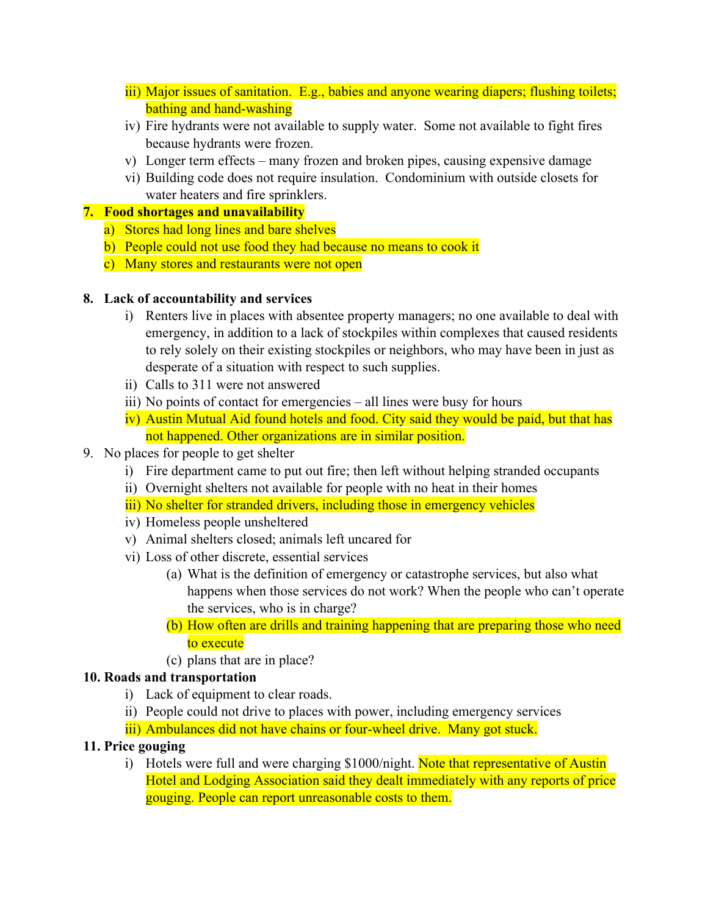iii) Major issues of sanitation. E.g., babies and anyone wearing diapers; flushing toilets; bathing and hand-washing

iv) Fire hydrants were not available to supply water. Some not available to fight fires because hydrants were frozen.

v) Longer term effects – many frozen and broken pipes, causing expensive damage

vi) Building code does not require insulation. Condominium with outside closets for water heaters and fire sprinklers.

**7. Food shortages and unavailability**

a) Stores had long lines and bare shelves

b) People could not use food they had because no means to cook it

c) Many stores and restaurants were not open

**8. Lack of accountability and services**

i) Renters live in places with absentee property managers; no one available to deal with emergency, in addition to a lack of stockpiles within complexes that caused residents to rely solely on their existing stockpiles or neighbors, who may have been in just as desperate of a situation with respect to such supplies.

ii) Calls to 311 were not answered

iii) No points of contact for emergencies – all lines were busy for hours

iv) Austin Mutual Aid found hotels and food. City said they would be paid, but that has not happened. Other organizations are in similar position.

9. No places for people to get shelter

i) Fire department came to put out fire; then left without helping stranded occupants

ii) Overnight shelters not available for people with no heat in their homes

iii) No shelter for stranded drivers, including those in emergency vehicles

iv) Homeless people unsheltered

v) Animal shelters closed; animals left uncared for

vi) Loss of other discrete, essential services

(a) What is the definition of emergency or catastrophe services, but also what happens when those services do not work? When the people who can't operate the services, who is in charge?

(b) How often are drills and training happening that are preparing those who need to execute

(c) plans that are in place?

**10. Roads and transportation**

i) Lack of equipment to clear roads.

ii) People could not drive to places with power, including emergency services

iii) Ambulances did not have chains or four-wheel drive. Many got stuck.

**11. Price gouging**

i) Hotels were full and were charging $1000/night. Note that representative of Austin Hotel and Lodging Association said they dealt immediately with any reports of price gouging. People can report unreasonable costs to them.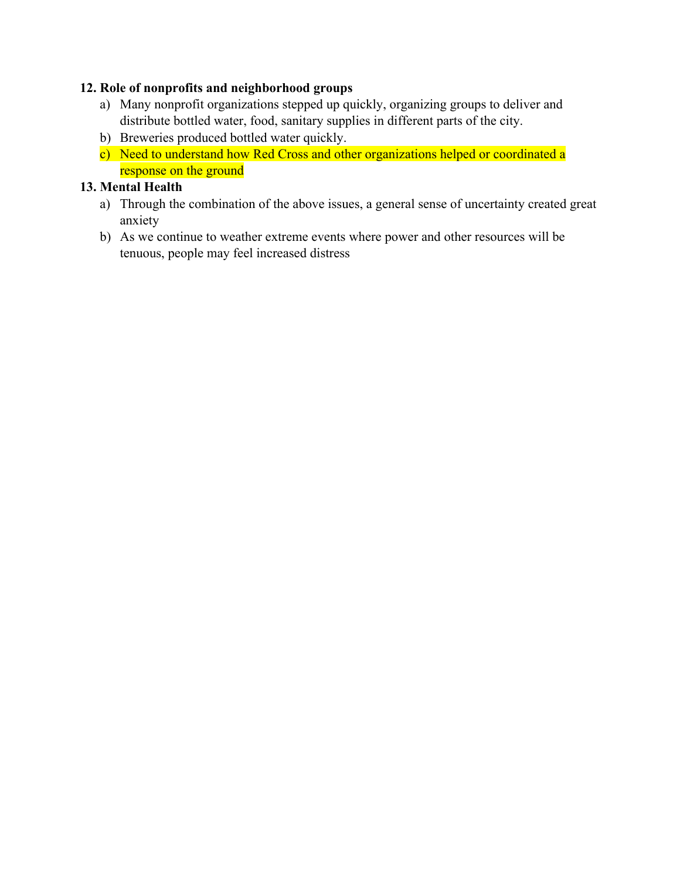**12. Role of nonprofits and neighborhood groups**

a) Many nonprofit organizations stepped up quickly, organizing groups to deliver and distribute bottled water, food, sanitary supplies in different parts of the city.
b) Breweries produced bottled water quickly.
c) Need to understand how Red Cross and other organizations helped or coordinated a response on the ground

**13. Mental Health**

a) Through the combination of the above issues, a general sense of uncertainty created great anxiety
b) As we continue to weather extreme events where power and other resources will be tenuous, people may feel increased distress